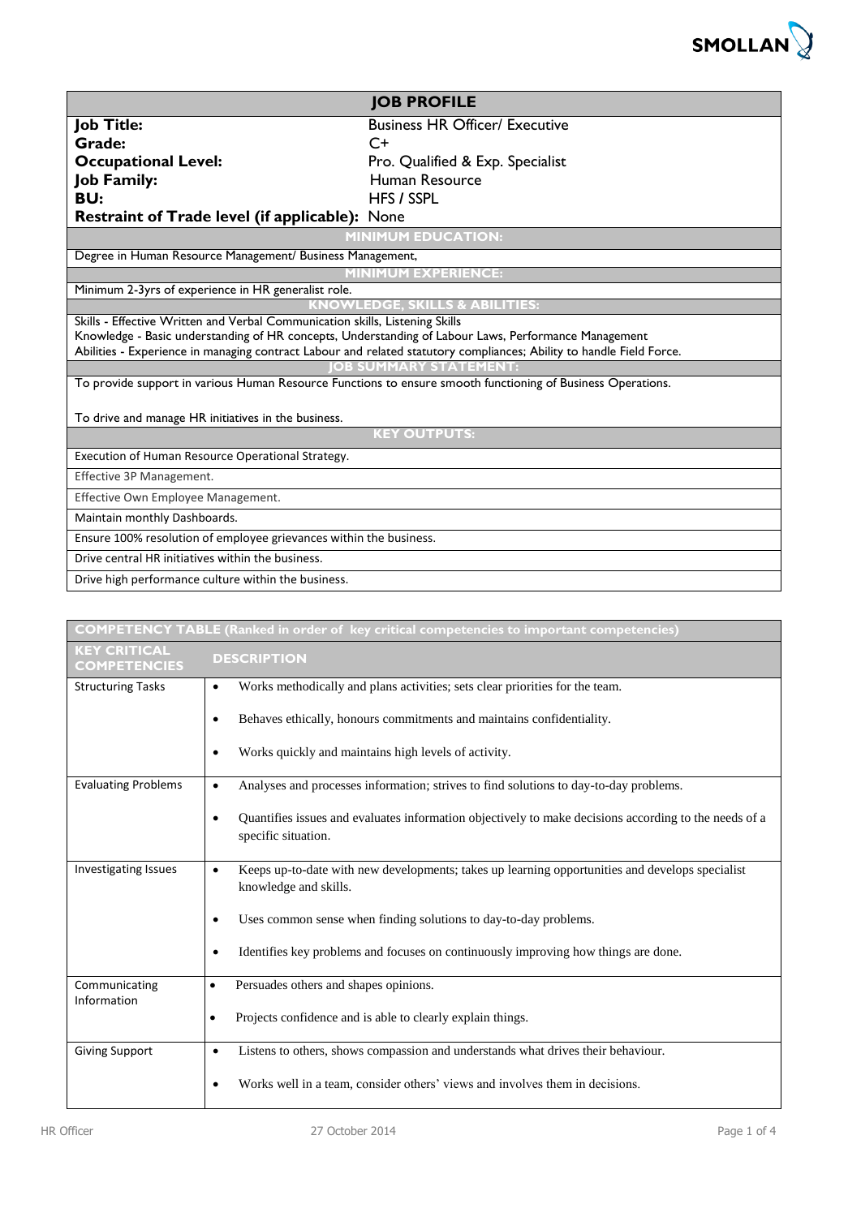SMOLLAN

# JOB PROFILE

| | |
|---|---|
| **Job Title:** | Business HR Officer/ Executive |
| **Grade:** | C+ |
| **Occupational Level:** | Pro. Qualified & Exp. Specialist |
| **Job Family:** | Human Resource |
| **BU:** | HFS / SSPL |
| **Restraint of Trade level (if applicable):** | None |

## MINIMUM EDUCATION:

Degree in Human Resource Management/ Business Management,

## MINIMUM EXPERIENCE:

Minimum 2-3yrs of experience in HR generalist role.

## KNOWLEDGE, SKILLS & ABILITIES:

Skills - Effective Written and Verbal Communication skills, Listening Skills
Knowledge - Basic understanding of HR concepts, Understanding of Labour Laws, Performance Management
Abilities - Experience in managing contract Labour and related statutory compliances; Ability to handle Field Force.

## JOB SUMMARY STATEMENT:

To provide support in various Human Resource Functions to ensure smooth functioning of Business Operations.

To drive and manage HR initiatives in the business.

## KEY OUTPUTS:

- Execution of Human Resource Operational Strategy.
- Effective 3P Management.
- Effective Own Employee Management.
- Maintain monthly Dashboards.
- Ensure 100% resolution of employee grievances within the business.
- Drive central HR initiatives within the business.
- Drive high performance culture within the business.

## COMPETENCY TABLE (Ranked in order of key critical competencies to important competencies)

| KEY CRITICAL COMPETENCIES | DESCRIPTION |
|---|---|
| Structuring Tasks | • Works methodically and plans activities; sets clear priorities for the team.<br>• Behaves ethically, honours commitments and maintains confidentiality.<br>• Works quickly and maintains high levels of activity. |
| Evaluating Problems | • Analyses and processes information; strives to find solutions to day-to-day problems.<br>• Quantifies issues and evaluates information objectively to make decisions according to the needs of a specific situation. |
| Investigating Issues | • Keeps up-to-date with new developments; takes up learning opportunities and develops specialist knowledge and skills.<br>• Uses common sense when finding solutions to day-to-day problems.<br>• Identifies key problems and focuses on continuously improving how things are done. |
| Communicating Information | • Persuades others and shapes opinions.<br>• Projects confidence and is able to clearly explain things. |
| Giving Support | • Listens to others, shows compassion and understands what drives their behaviour.<br>• Works well in a team, consider others' views and involves them in decisions. |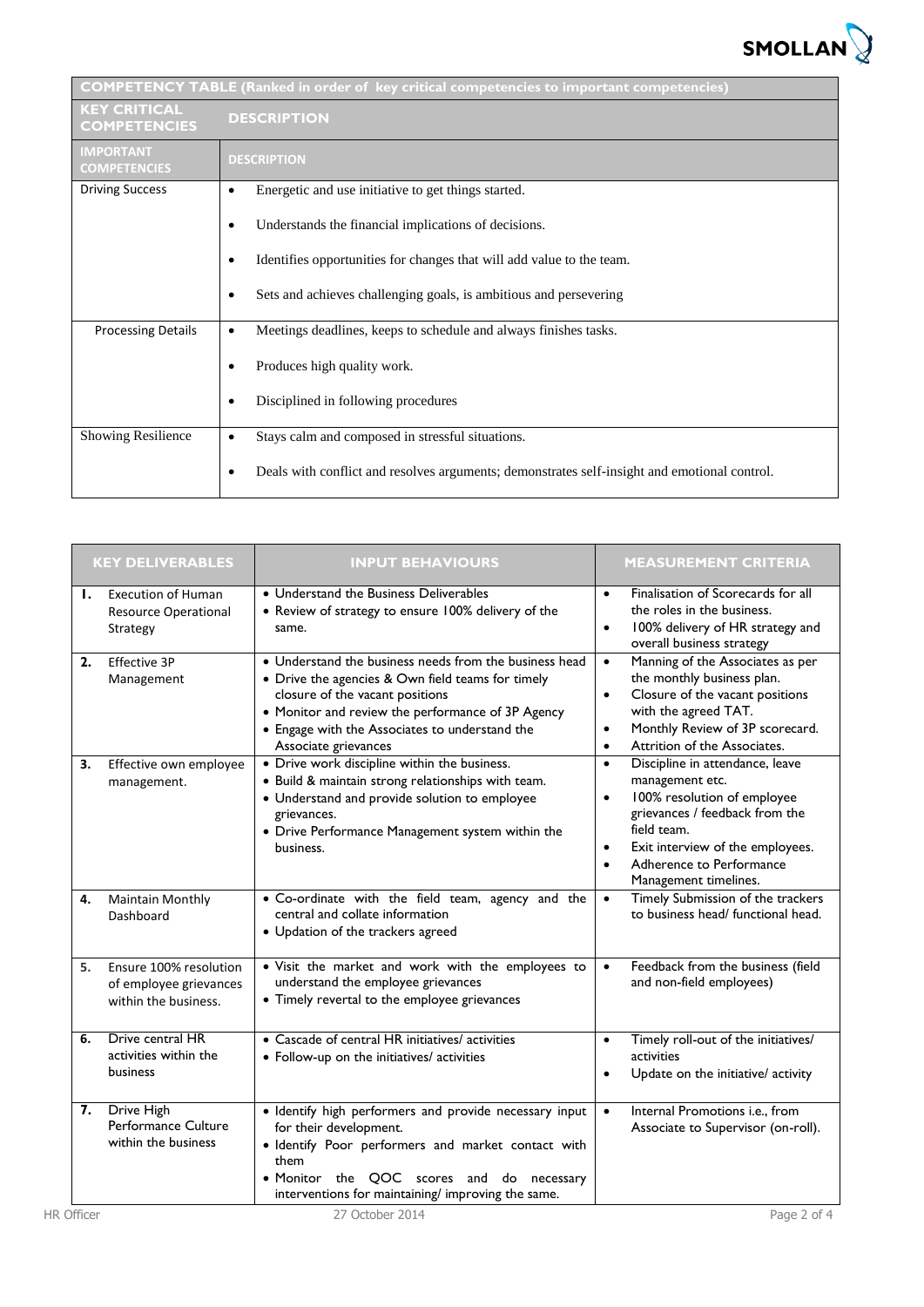| COMPETENCY TABLE (Ranked in order of key critical competencies to important competencies) | |
|---|---|
| **KEY CRITICAL COMPETENCIES** | **DESCRIPTION** |
| **IMPORTANT COMPETENCIES** | **DESCRIPTION** |
| Driving Success | • Energetic and use initiative to get things started.<br>• Understands the financial implications of decisions.<br>• Identifies opportunities for changes that will add value to the team.<br>• Sets and achieves challenging goals, is ambitious and persevering |
| Processing Details | • Meetings deadlines, keeps to schedule and always finishes tasks.<br>• Produces high quality work.<br>• Disciplined in following procedures |
| Showing Resilience | • Stays calm and composed in stressful situations.<br>• Deals with conflict and resolves arguments; demonstrates self-insight and emotional control. |

| KEY DELIVERABLES | INPUT BEHAVIOURS | MEASUREMENT CRITERIA |
|---|---|---|
| **1.** Execution of Human Resource Operational Strategy | • Understand the Business Deliverables<br>• Review of strategy to ensure 100% delivery of the same. | • Finalisation of Scorecards for all the roles in the business.<br>• 100% delivery of HR strategy and overall business strategy |
| **2.** Effective 3P Management | • Understand the business needs from the business head<br>• Drive the agencies & Own field teams for timely closure of the vacant positions<br>• Monitor and review the performance of 3P Agency<br>• Engage with the Associates to understand the Associate grievances | • Manning of the Associates as per the monthly business plan.<br>• Closure of the vacant positions with the agreed TAT.<br>• Monthly Review of 3P scorecard.<br>• Attrition of the Associates. |
| **3.** Effective own employee management. | • Drive work discipline within the business.<br>• Build & maintain strong relationships with team.<br>• Understand and provide solution to employee grievances.<br>• Drive Performance Management system within the business. | • Discipline in attendance, leave management etc.<br>• 100% resolution of employee grievances / feedback from the field team.<br>• Exit interview of the employees.<br>• Adherence to Performance Management timelines. |
| **4.** Maintain Monthly Dashboard | • Co-ordinate with the field team, agency and the central and collate information<br>• Updation of the trackers agreed | • Timely Submission of the trackers to business head/ functional head. |
| **5.** Ensure 100% resolution of employee grievances within the business. | • Visit the market and work with the employees to understand the employee grievances<br>• Timely revertal to the employee grievances | • Feedback from the business (field and non-field employees) |
| **6.** Drive central HR activities within the business | • Cascade of central HR initiatives/ activities<br>• Follow-up on the initiatives/ activities | • Timely roll-out of the initiatives/ activities<br>• Update on the initiative/ activity |
| **7.** Drive High Performance Culture within the business | • Identify high performers and provide necessary input for their development.<br>• Identify Poor performers and market contact with them<br>• Monitor the QOC scores and do necessary interventions for maintaining/ improving the same. | • Internal Promotions i.e., from Associate to Supervisor (on-roll). |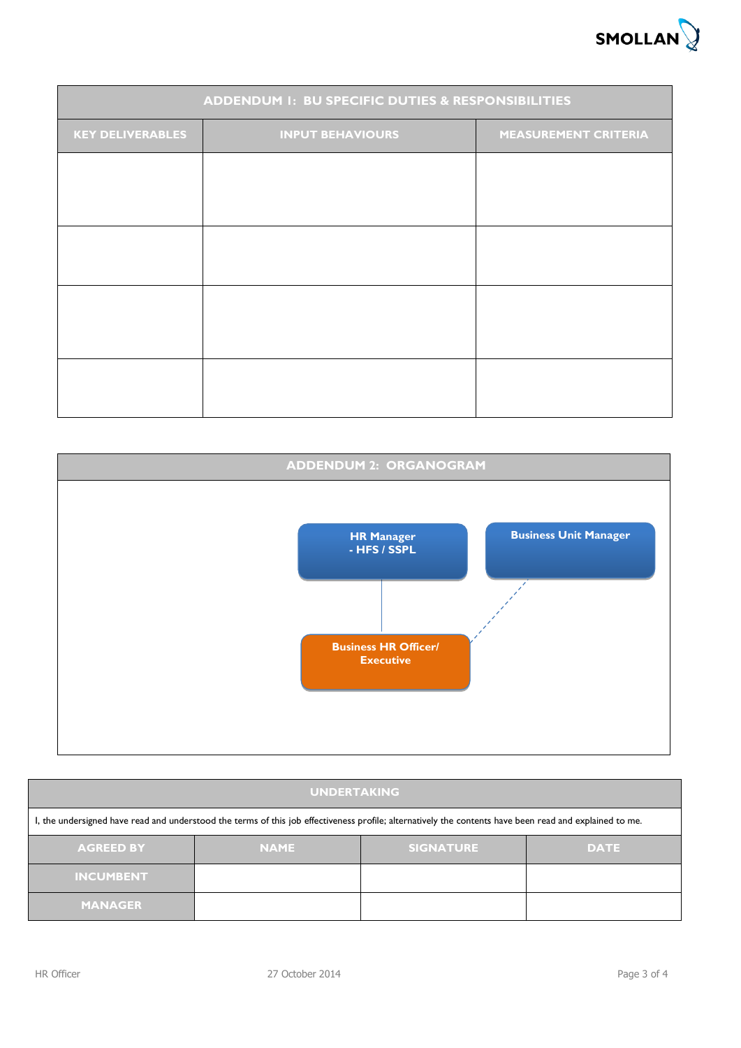| ADDENDUM 1: BU SPECIFIC DUTIES & RESPONSIBILITIES | | |
|---|---|---|
| **KEY DELIVERABLES** | **INPUT BEHAVIOURS** | **MEASUREMENT CRITERIA** |
| | | |
| | | |
| | | |
| | | |

## ADDENDUM 2: ORGANOGRAM

HR Manager - HFS / SSPL

Business Unit Manager

Business HR Officer/ Executive

| UNDERTAKING | | | |
|---|---|---|---|
| I, the undersigned have read and understood the terms of this job effectiveness profile; alternatively the contents have been read and explained to me. | | | |
| **AGREED BY** | **NAME** | **SIGNATURE** | **DATE** |
| **INCUMBENT** | | | |
| **MANAGER** | | | |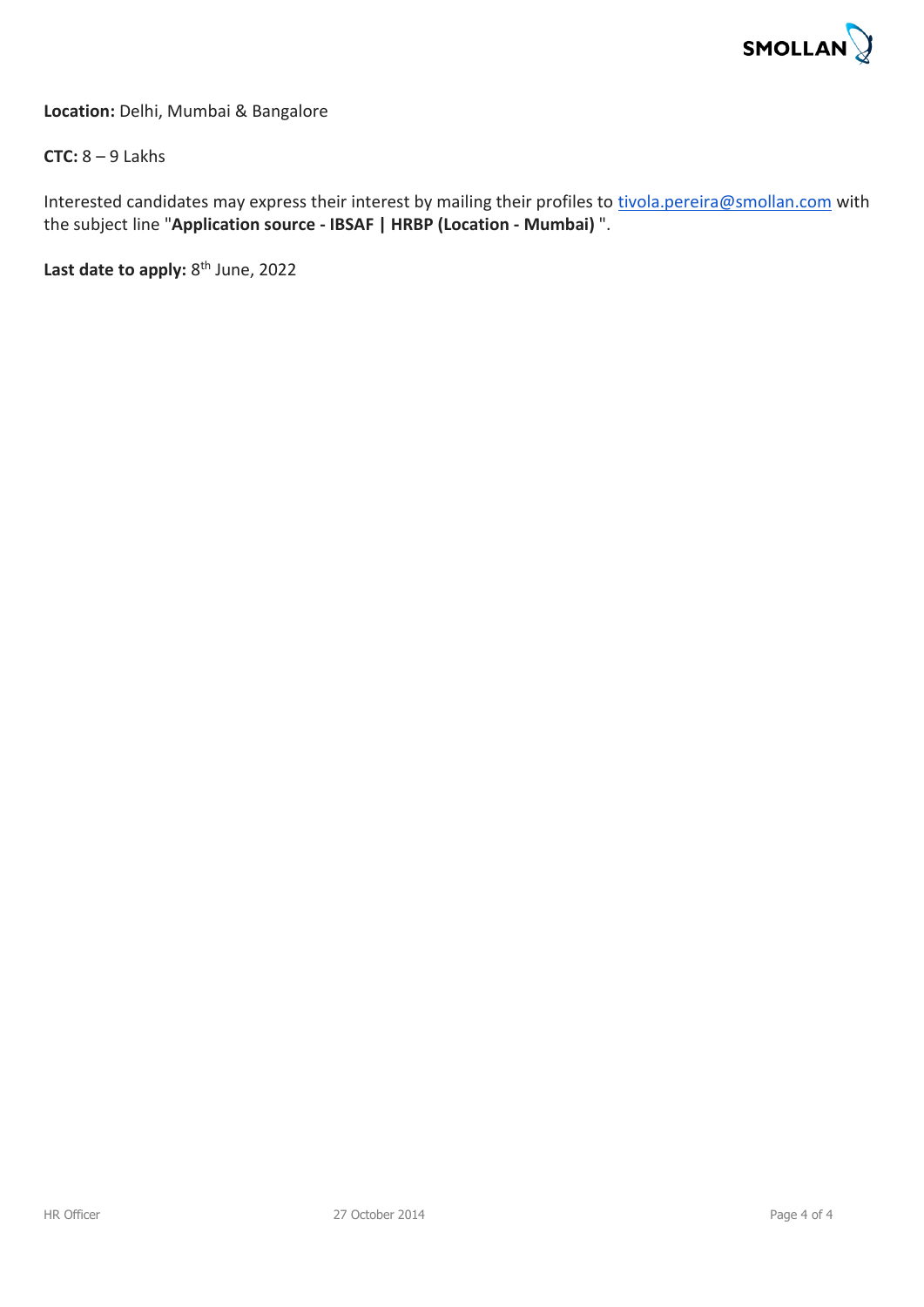**Location:** Delhi, Mumbai & Bangalore

**CTC:** 8 – 9 Lakhs

Interested candidates may express their interest by mailing their profiles to tivola.pereira@smollan.com with the subject line "**Application source - IBSAF | HRBP (Location - Mumbai)** ".

**Last date to apply:** 8th June, 2022